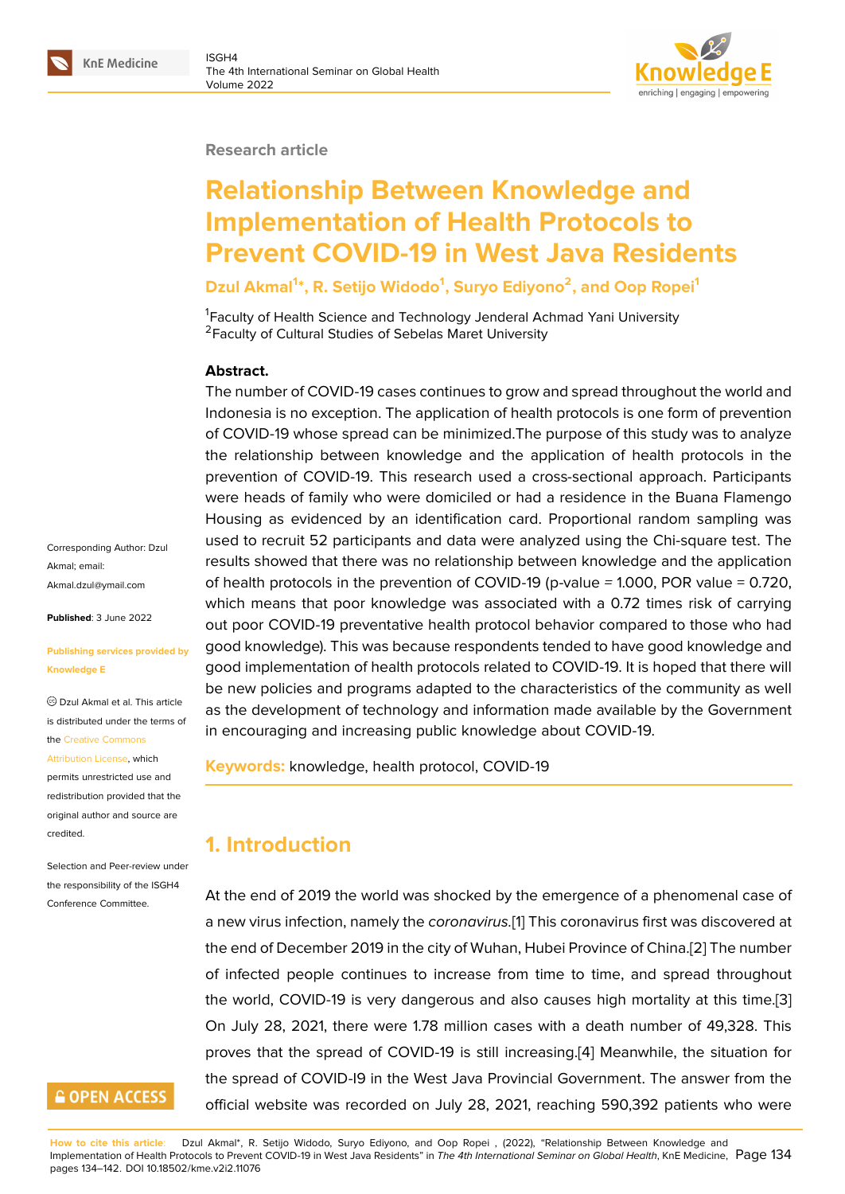Research article

# Relationship Between Knowledge and Implementation of Health Protocols to Prevent COVID-19 in West Java Residents

**Dzul Akmal[1]*, R. Setijo Widodo[1], Suryo Ediyono[2], and Oop Ropei[1]**

[1]Faculty of Health Science and Technology Jenderal Achmad Yani University
[2]Faculty of Cultural Studies of Sebelas Maret University

Corresponding Author: Dzul Akmal; email: Akmal.dzul@ymail.com

**Published**: 3 June 2022

**Publishing services provided by Knowledge E**

© Dzul Akmal et al. This article is distributed under the terms of the Creative Commons Attribution License, which permits unrestricted use and redistribution provided that the original author and source are credited.

Selection and Peer-review under the responsibility of the ISGH4 Conference Committee.

**Abstract.**
The number of COVID-19 cases continues to grow and spread throughout the world and Indonesia is no exception. The application of health protocols is one form of prevention of COVID-19 whose spread can be minimized.The purpose of this study was to analyze the relationship between knowledge and the application of health protocols in the prevention of COVID-19. This research used a cross-sectional approach. Participants were heads of family who were domiciled or had a residence in the Buana Flamengo Housing as evidenced by an identification card. Proportional random sampling was used to recruit 52 participants and data were analyzed using the Chi-square test. The results showed that there was no relationship between knowledge and the application of health protocols in the prevention of COVID-19 (p-value = 1.000, POR value = 0.720, which means that poor knowledge was associated with a 0.72 times risk of carrying out poor COVID-19 preventative health protocol behavior compared to those who had good knowledge). This was because respondents tended to have good knowledge and good implementation of health protocols related to COVID-19. It is hoped that there will be new policies and programs adapted to the characteristics of the community as well as the development of technology and information made available by the Government in encouraging and increasing public knowledge about COVID-19.

**Keywords:** knowledge, health protocol, COVID-19

## 1. Introduction

At the end of 2019 the world was shocked by the emergence of a phenomenal case of a new virus infection, namely the *coronavirus*.[1] This coronavirus first was discovered at the end of December 2019 in the city of Wuhan, Hubei Province of China.[2] The number of infected people continues to increase from time to time, and spread throughout the world, COVID-19 is very dangerous and also causes high mortality at this time.[3] On July 28, 2021, there were 1.78 million cases with a death number of 49,328. This proves that the spread of COVID-19 is still increasing.[4] Meanwhile, the situation for the spread of COVID-I9 in the West Java Provincial Government. The answer from the official website was recorded on July 28, 2021, reaching 590,392 patients who were

**How to cite this article**: Dzul Akmal*, R. Setijo Widodo, Suryo Ediyono, and Oop Ropei , (2022), "Relationship Between Knowledge and Implementation of Health Protocols to Prevent COVID-19 in West Java Residents" in *The 4th International Seminar on Global Health*, KnE Medicine, pages 134–142. DOI 10.18502/kme.v2i2.11076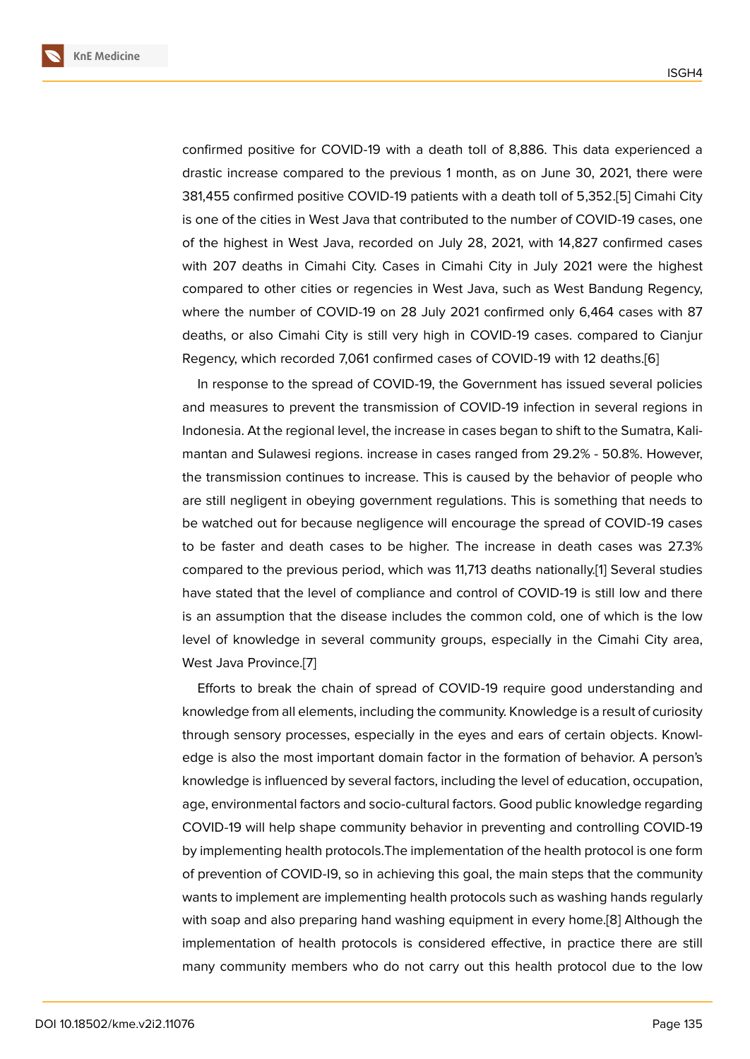confirmed positive for COVID-19 with a death toll of 8,886. This data experienced a drastic increase compared to the previous 1 month, as on June 30, 2021, there were 381,455 confirmed positive COVID-19 patients with a death toll of 5,352.[5] Cimahi City is one of the cities in West Java that contributed to the number of COVID-19 cases, one of the highest in West Java, recorded on July 28, 2021, with 14,827 confirmed cases with 207 deaths in Cimahi City. Cases in Cimahi City in July 2021 were the highest compared to other cities or regencies in West Java, such as West Bandung Regency, where the number of COVID-19 on 28 July 2021 confirmed only 6,464 cases with 87 deaths, or also Cimahi City is still very high in COVID-19 cases. compared to Cianjur Regency, which recorded 7,061 confirmed cases of COVID-19 with 12 deaths.[6]

In response to the spread of COVID-19, the Government has issued several policies and measures to prevent the transmission of COVID-19 infection in several regions in Indonesia. At the regional level, the increase in cases began to shift to the Sumatra, Kalimantan and Sulawesi regions. increase in cases ranged from 29.2% - 50.8%. However, the transmission continues to increase. This is caused by the behavior of people who are still negligent in obeying government regulations. This is something that needs to be watched out for because negligence will encourage the spread of COVID-19 cases to be faster and death cases to be higher. The increase in death cases was 27.3% compared to the previous period, which was 11,713 deaths nationally.[1] Several studies have stated that the level of compliance and control of COVID-19 is still low and there is an assumption that the disease includes the common cold, one of which is the low level of knowledge in several community groups, especially in the Cimahi City area, West Java Province.[7]

Efforts to break the chain of spread of COVID-19 require good understanding and knowledge from all elements, including the community. Knowledge is a result of curiosity through sensory processes, especially in the eyes and ears of certain objects. Knowledge is also the most important domain factor in the formation of behavior. A person's knowledge is influenced by several factors, including the level of education, occupation, age, environmental factors and socio-cultural factors. Good public knowledge regarding COVID-19 will help shape community behavior in preventing and controlling COVID-19 by implementing health protocols.The implementation of the health protocol is one form of prevention of COVID-I9, so in achieving this goal, the main steps that the community wants to implement are implementing health protocols such as washing hands regularly with soap and also preparing hand washing equipment in every home.[8] Although the implementation of health protocols is considered effective, in practice there are still many community members who do not carry out this health protocol due to the low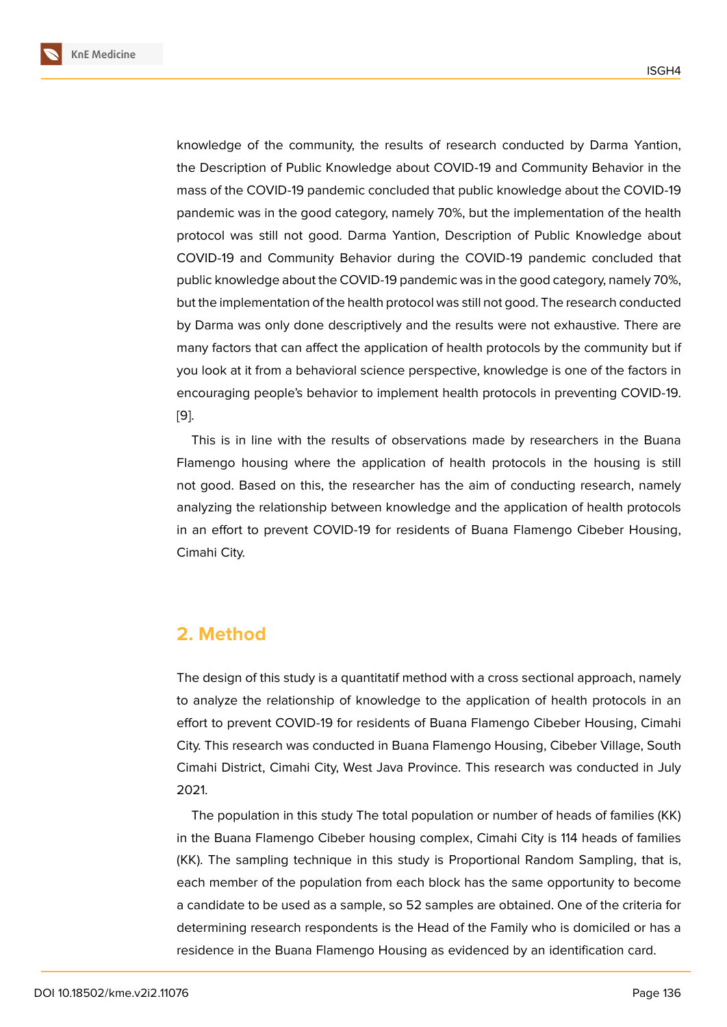knowledge of the community, the results of research conducted by Darma Yantion, the Description of Public Knowledge about COVID-19 and Community Behavior in the mass of the COVID-19 pandemic concluded that public knowledge about the COVID-19 pandemic was in the good category, namely 70%, but the implementation of the health protocol was still not good. Darma Yantion, Description of Public Knowledge about COVID-19 and Community Behavior during the COVID-19 pandemic concluded that public knowledge about the COVID-19 pandemic was in the good category, namely 70%, but the implementation of the health protocol was still not good. The research conducted by Darma was only done descriptively and the results were not exhaustive. There are many factors that can affect the application of health protocols by the community but if you look at it from a behavioral science perspective, knowledge is one of the factors in encouraging people's behavior to implement health protocols in preventing COVID-19. [9].

This is in line with the results of observations made by researchers in the Buana Flamengo housing where the application of health protocols in the housing is still not good. Based on this, the researcher has the aim of conducting research, namely analyzing the relationship between knowledge and the application of health protocols in an effort to prevent COVID-19 for residents of Buana Flamengo Cibeber Housing, Cimahi City.

## 2. Method

The design of this study is a quantitatif method with a cross sectional approach, namely to analyze the relationship of knowledge to the application of health protocols in an effort to prevent COVID-19 for residents of Buana Flamengo Cibeber Housing, Cimahi City. This research was conducted in Buana Flamengo Housing, Cibeber Village, South Cimahi District, Cimahi City, West Java Province. This research was conducted in July 2021.

The population in this study The total population or number of heads of families (KK) in the Buana Flamengo Cibeber housing complex, Cimahi City is 114 heads of families (KK). The sampling technique in this study is Proportional Random Sampling, that is, each member of the population from each block has the same opportunity to become a candidate to be used as a sample, so 52 samples are obtained. One of the criteria for determining research respondents is the Head of the Family who is domiciled or has a residence in the Buana Flamengo Housing as evidenced by an identification card.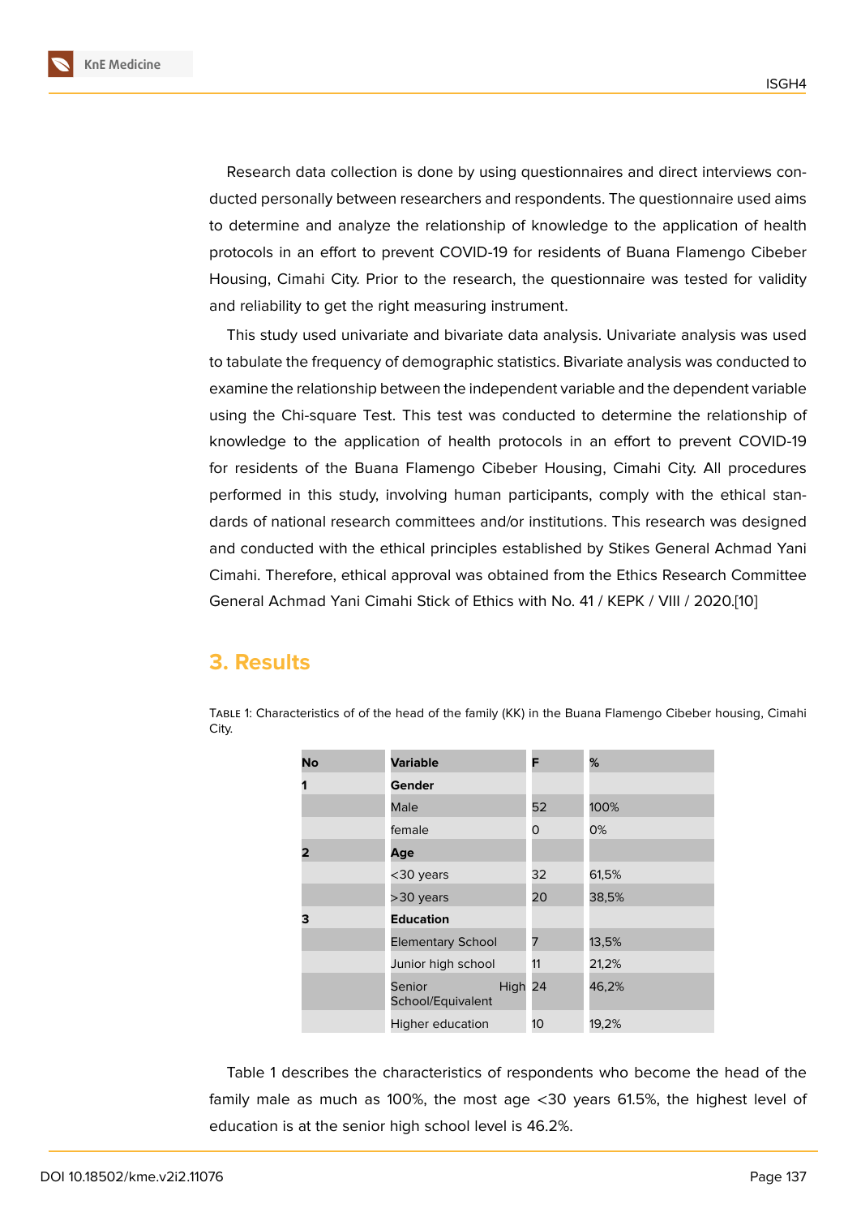Research data collection is done by using questionnaires and direct interviews conducted personally between researchers and respondents. The questionnaire used aims to determine and analyze the relationship of knowledge to the application of health protocols in an effort to prevent COVID-19 for residents of Buana Flamengo Cibeber Housing, Cimahi City. Prior to the research, the questionnaire was tested for validity and reliability to get the right measuring instrument.

This study used univariate and bivariate data analysis. Univariate analysis was used to tabulate the frequency of demographic statistics. Bivariate analysis was conducted to examine the relationship between the independent variable and the dependent variable using the Chi-square Test. This test was conducted to determine the relationship of knowledge to the application of health protocols in an effort to prevent COVID-19 for residents of the Buana Flamengo Cibeber Housing, Cimahi City. All procedures performed in this study, involving human participants, comply with the ethical standards of national research committees and/or institutions. This research was designed and conducted with the ethical principles established by Stikes General Achmad Yani Cimahi. Therefore, ethical approval was obtained from the Ethics Research Committee General Achmad Yani Cimahi Stick of Ethics with No. 41 / KEPK / VIII / 2020.[10]

## 3. Results

Table 1: Characteristics of of the head of the family (KK) in the Buana Flamengo Cibeber housing, Cimahi City.

| No | Variable | F | % |
|---|---|---|---|
| **1** | **Gender** | | |
| | Male | 52 | 100% |
| | female | 0 | 0% |
| **2** | **Age** | | |
| | <30 years | 32 | 61,5% |
| | >30 years | 20 | 38,5% |
| **3** | **Education** | | |
| | Elementary School | 7 | 13,5% |
| | Junior high school | 11 | 21,2% |
| | Senior High School/Equivalent | 24 | 46,2% |
| | Higher education | 10 | 19,2% |

Table 1 describes the characteristics of respondents who become the head of the family male as much as 100%, the most age <30 years 61.5%, the highest level of education is at the senior high school level is 46.2%.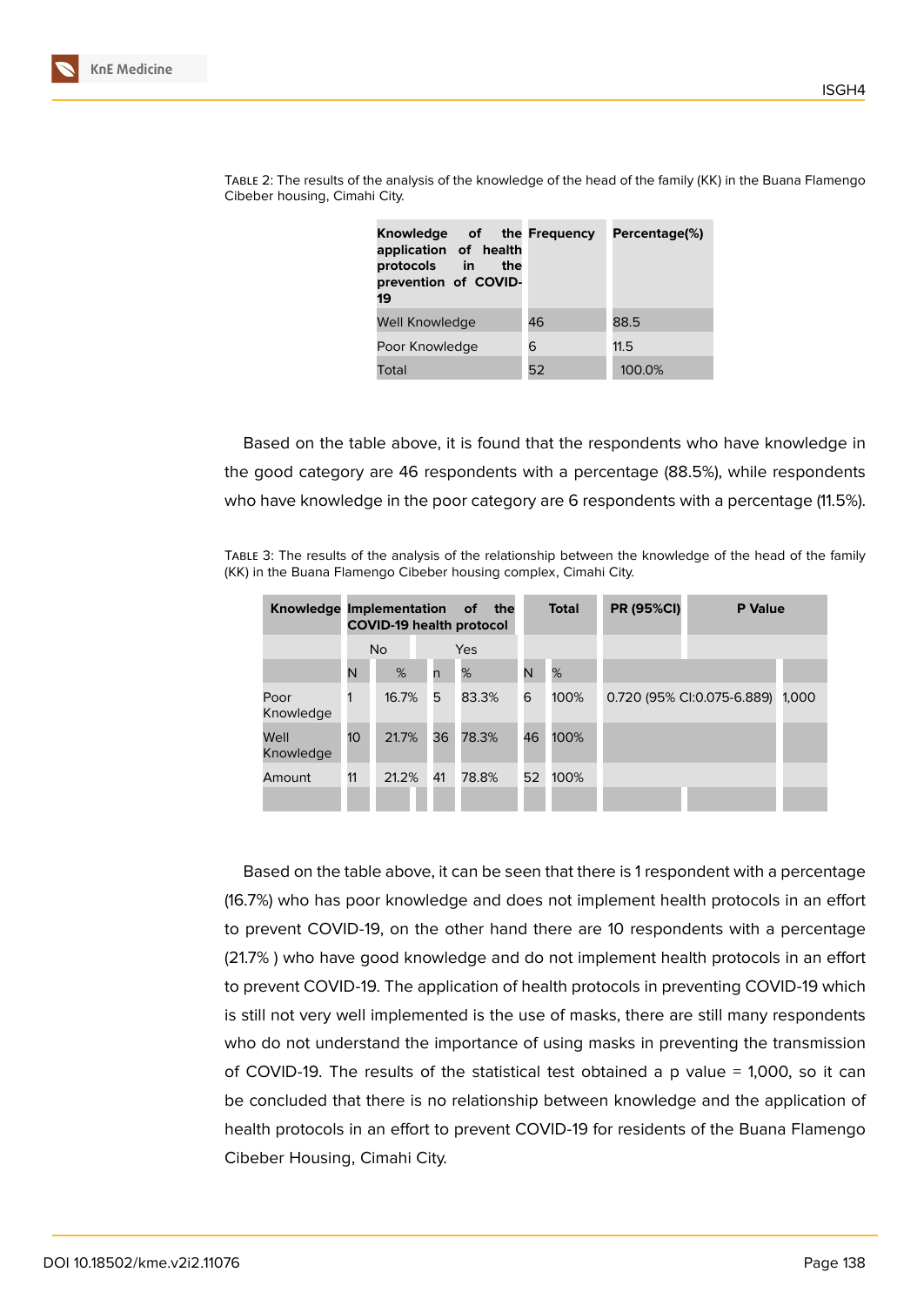TABLE 2: The results of the analysis of the knowledge of the head of the family (KK) in the Buana Flamengo Cibeber housing, Cimahi City.

| Knowledge of the application of health protocols in the prevention of COVID-19 | Frequency | Percentage(%) |
|---|---|---|
| Well Knowledge | 46 | 88.5 |
| Poor Knowledge | 6 | 11.5 |
| Total | 52 | 100.0% |

Based on the table above, it is found that the respondents who have knowledge in the good category are 46 respondents with a percentage (88.5%), while respondents who have knowledge in the poor category are 6 respondents with a percentage (11.5%).

TABLE 3: The results of the analysis of the relationship between the knowledge of the head of the family (KK) in the Buana Flamengo Cibeber housing complex, Cimahi City.

| Knowledge | Implementation of the COVID-19 health protocol | | | | Total | | PR (95%CI) | P Value |
|---|---|---|---|---|---|---|---|---|
| | No | | Yes | | | | | |
| | N | % | n | % | N | % | | |
| Poor Knowledge | 1 | 16.7% | 5 | 83.3% | 6 | 100% | 0.720 (95% CI:0.075-6.889) | 1,000 |
| Well Knowledge | 10 | 21.7% | 36 | 78.3% | 46 | 100% | | |
| Amount | 11 | 21.2% | 41 | 78.8% | 52 | 100% | | |

Based on the table above, it can be seen that there is 1 respondent with a percentage (16.7%) who has poor knowledge and does not implement health protocols in an effort to prevent COVID-19, on the other hand there are 10 respondents with a percentage (21.7% ) who have good knowledge and do not implement health protocols in an effort to prevent COVID-19. The application of health protocols in preventing COVID-19 which is still not very well implemented is the use of masks, there are still many respondents who do not understand the importance of using masks in preventing the transmission of COVID-19. The results of the statistical test obtained a p value = 1,000, so it can be concluded that there is no relationship between knowledge and the application of health protocols in an effort to prevent COVID-19 for residents of the Buana Flamengo Cibeber Housing, Cimahi City.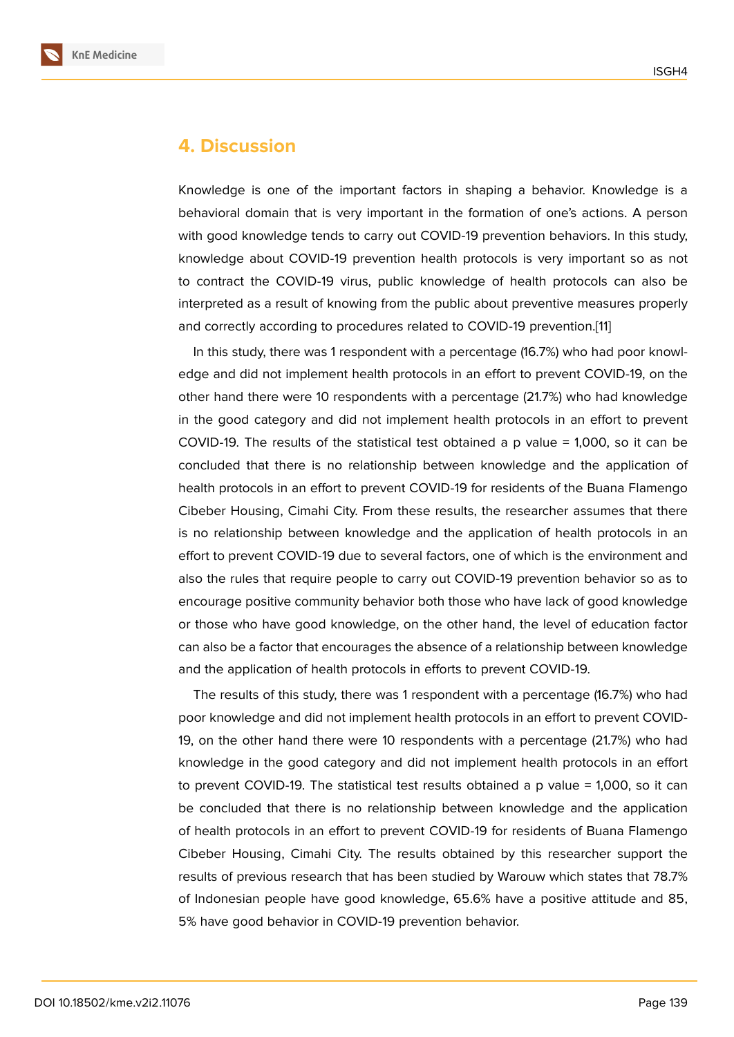## 4. Discussion

Knowledge is one of the important factors in shaping a behavior. Knowledge is a behavioral domain that is very important in the formation of one's actions. A person with good knowledge tends to carry out COVID-19 prevention behaviors. In this study, knowledge about COVID-19 prevention health protocols is very important so as not to contract the COVID-19 virus, public knowledge of health protocols can also be interpreted as a result of knowing from the public about preventive measures properly and correctly according to procedures related to COVID-19 prevention.[11]

In this study, there was 1 respondent with a percentage (16.7%) who had poor knowledge and did not implement health protocols in an effort to prevent COVID-19, on the other hand there were 10 respondents with a percentage (21.7%) who had knowledge in the good category and did not implement health protocols in an effort to prevent COVID-19. The results of the statistical test obtained a p value = 1,000, so it can be concluded that there is no relationship between knowledge and the application of health protocols in an effort to prevent COVID-19 for residents of the Buana Flamengo Cibeber Housing, Cimahi City. From these results, the researcher assumes that there is no relationship between knowledge and the application of health protocols in an effort to prevent COVID-19 due to several factors, one of which is the environment and also the rules that require people to carry out COVID-19 prevention behavior so as to encourage positive community behavior both those who have lack of good knowledge or those who have good knowledge, on the other hand, the level of education factor can also be a factor that encourages the absence of a relationship between knowledge and the application of health protocols in efforts to prevent COVID-19.

The results of this study, there was 1 respondent with a percentage (16.7%) who had poor knowledge and did not implement health protocols in an effort to prevent COVID-19, on the other hand there were 10 respondents with a percentage (21.7%) who had knowledge in the good category and did not implement health protocols in an effort to prevent COVID-19. The statistical test results obtained a p value = 1,000, so it can be concluded that there is no relationship between knowledge and the application of health protocols in an effort to prevent COVID-19 for residents of Buana Flamengo Cibeber Housing, Cimahi City. The results obtained by this researcher support the results of previous research that has been studied by Warouw which states that 78.7% of Indonesian people have good knowledge, 65.6% have a positive attitude and 85, 5% have good behavior in COVID-19 prevention behavior.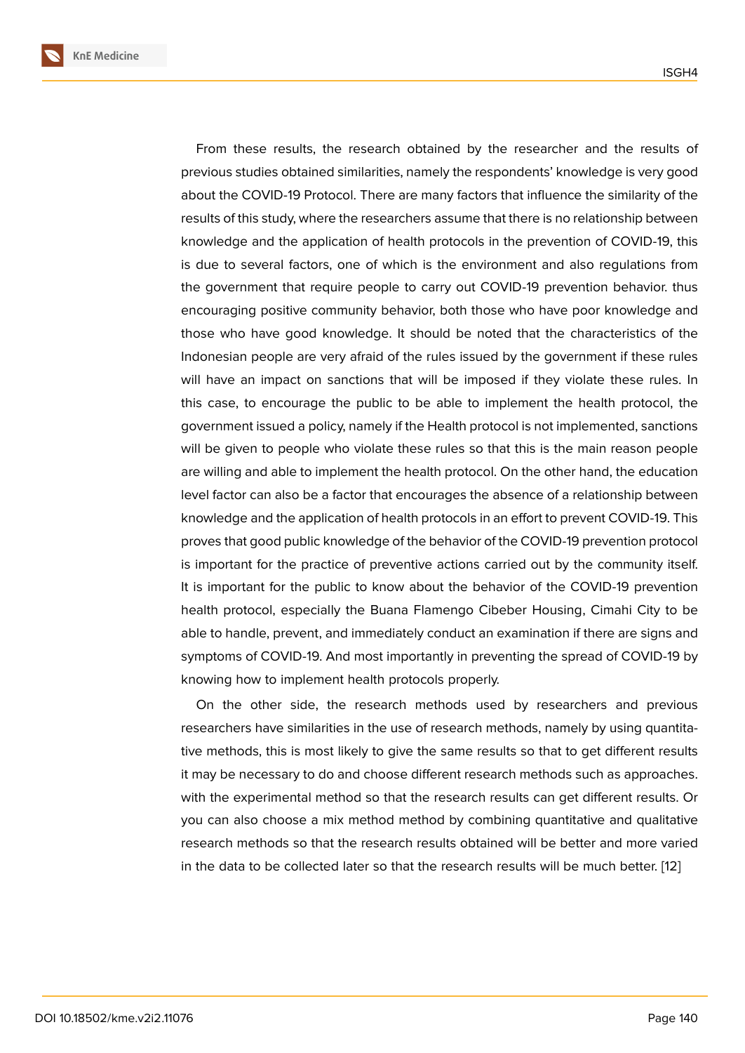From these results, the research obtained by the researcher and the results of previous studies obtained similarities, namely the respondents' knowledge is very good about the COVID-19 Protocol. There are many factors that influence the similarity of the results of this study, where the researchers assume that there is no relationship between knowledge and the application of health protocols in the prevention of COVID-19, this is due to several factors, one of which is the environment and also regulations from the government that require people to carry out COVID-19 prevention behavior. thus encouraging positive community behavior, both those who have poor knowledge and those who have good knowledge. It should be noted that the characteristics of the Indonesian people are very afraid of the rules issued by the government if these rules will have an impact on sanctions that will be imposed if they violate these rules. In this case, to encourage the public to be able to implement the health protocol, the government issued a policy, namely if the Health protocol is not implemented, sanctions will be given to people who violate these rules so that this is the main reason people are willing and able to implement the health protocol. On the other hand, the education level factor can also be a factor that encourages the absence of a relationship between knowledge and the application of health protocols in an effort to prevent COVID-19. This proves that good public knowledge of the behavior of the COVID-19 prevention protocol is important for the practice of preventive actions carried out by the community itself. It is important for the public to know about the behavior of the COVID-19 prevention health protocol, especially the Buana Flamengo Cibeber Housing, Cimahi City to be able to handle, prevent, and immediately conduct an examination if there are signs and symptoms of COVID-19. And most importantly in preventing the spread of COVID-19 by knowing how to implement health protocols properly.

On the other side, the research methods used by researchers and previous researchers have similarities in the use of research methods, namely by using quantitative methods, this is most likely to give the same results so that to get different results it may be necessary to do and choose different research methods such as approaches. with the experimental method so that the research results can get different results. Or you can also choose a mix method method by combining quantitative and qualitative research methods so that the research results obtained will be better and more varied in the data to be collected later so that the research results will be much better. [12]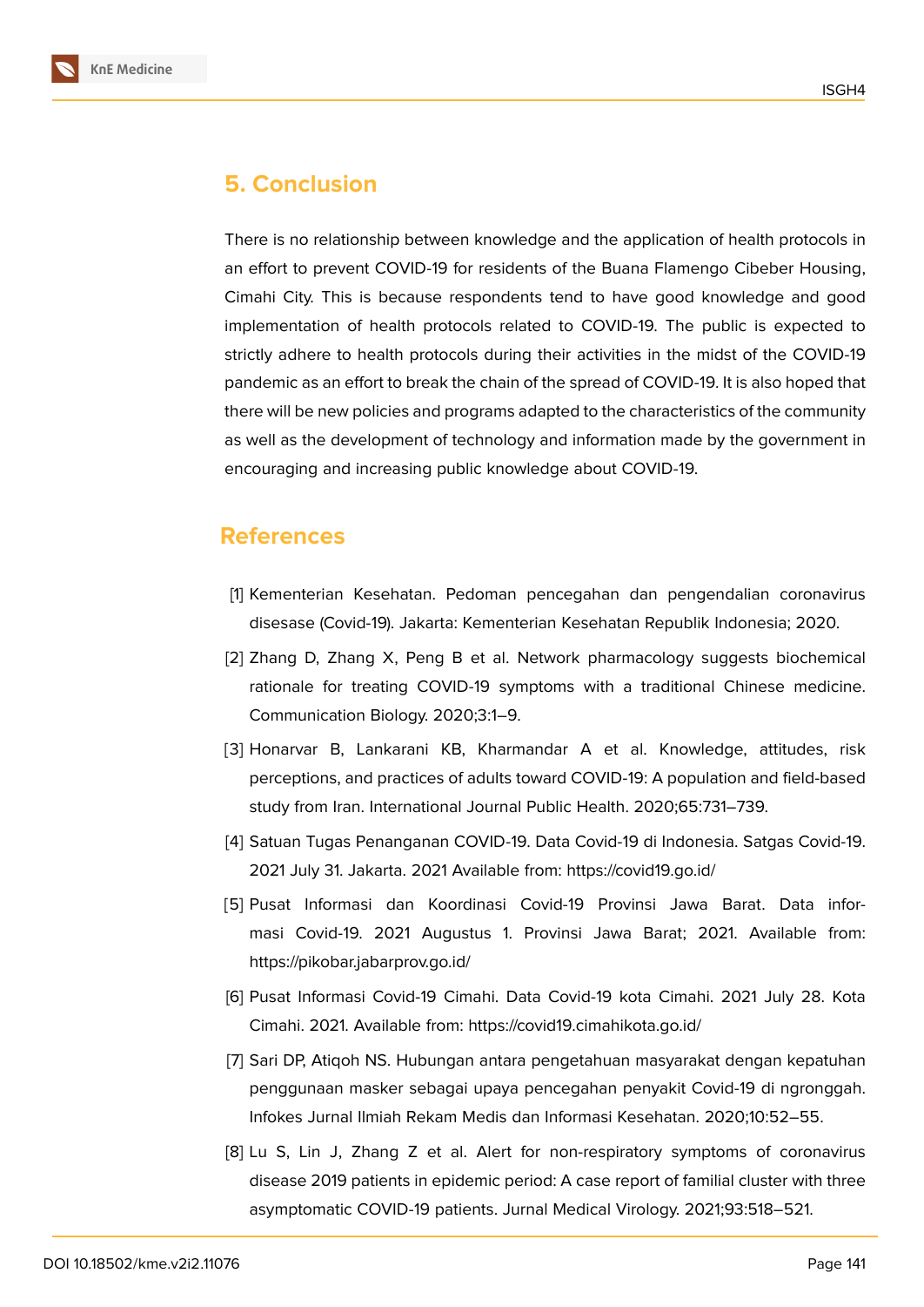## 5. Conclusion

There is no relationship between knowledge and the application of health protocols in an effort to prevent COVID-19 for residents of the Buana Flamengo Cibeber Housing, Cimahi City. This is because respondents tend to have good knowledge and good implementation of health protocols related to COVID-19. The public is expected to strictly adhere to health protocols during their activities in the midst of the COVID-19 pandemic as an effort to break the chain of the spread of COVID-19. It is also hoped that there will be new policies and programs adapted to the characteristics of the community as well as the development of technology and information made by the government in encouraging and increasing public knowledge about COVID-19.

## References

[1] Kementerian Kesehatan. Pedoman pencegahan dan pengendalian coronavirus disesase (Covid-19). Jakarta: Kementerian Kesehatan Republik Indonesia; 2020.

[2] Zhang D, Zhang X, Peng B et al. Network pharmacology suggests biochemical rationale for treating COVID-19 symptoms with a traditional Chinese medicine. Communication Biology. 2020;3:1–9.

[3] Honarvar B, Lankarani KB, Kharmandar A et al. Knowledge, attitudes, risk perceptions, and practices of adults toward COVID-19: A population and field-based study from Iran. International Journal Public Health. 2020;65:731–739.

[4] Satuan Tugas Penanganan COVID-19. Data Covid-19 di Indonesia. Satgas Covid-19. 2021 July 31. Jakarta. 2021 Available from: https://covid19.go.id/

[5] Pusat Informasi dan Koordinasi Covid-19 Provinsi Jawa Barat. Data informasi Covid-19. 2021 Augustus 1. Provinsi Jawa Barat; 2021. Available from: https://pikobar.jabarprov.go.id/

[6] Pusat Informasi Covid-19 Cimahi. Data Covid-19 kota Cimahi. 2021 July 28. Kota Cimahi. 2021. Available from: https://covid19.cimahikota.go.id/

[7] Sari DP, Atiqoh NS. Hubungan antara pengetahuan masyarakat dengan kepatuhan penggunaan masker sebagai upaya pencegahan penyakit Covid-19 di ngronggah. Infokes Jurnal Ilmiah Rekam Medis dan Informasi Kesehatan. 2020;10:52–55.

[8] Lu S, Lin J, Zhang Z et al. Alert for non-respiratory symptoms of coronavirus disease 2019 patients in epidemic period: A case report of familial cluster with three asymptomatic COVID-19 patients. Jurnal Medical Virology. 2021;93:518–521.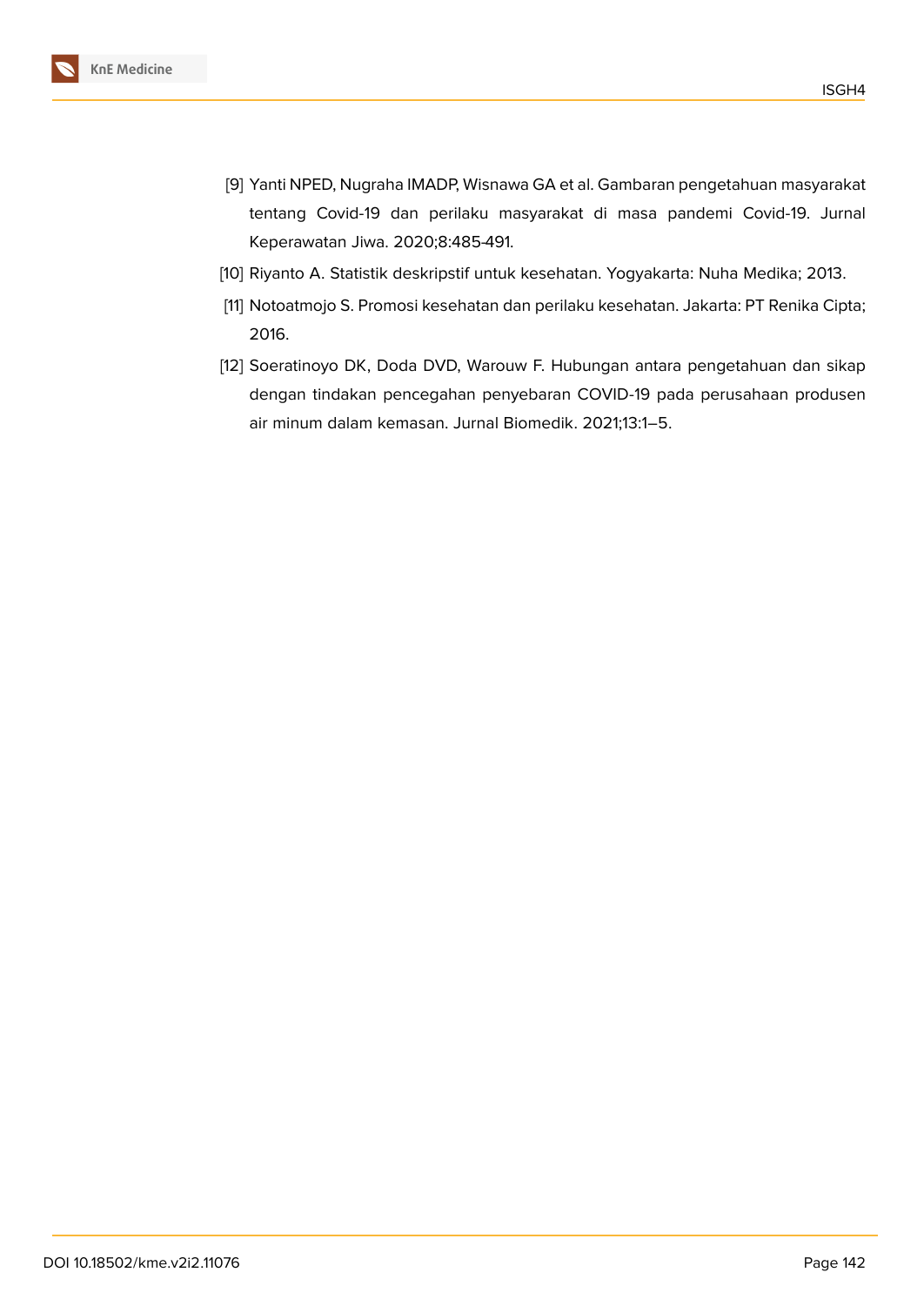[9] Yanti NPED, Nugraha IMADP, Wisnawa GA et al. Gambaran pengetahuan masyarakat tentang Covid-19 dan perilaku masyarakat di masa pandemi Covid-19. Jurnal Keperawatan Jiwa. 2020;8:485-491.

[10] Riyanto A. Statistik deskripstif untuk kesehatan. Yogyakarta: Nuha Medika; 2013.

[11] Notoatmojo S. Promosi kesehatan dan perilaku kesehatan. Jakarta: PT Renika Cipta; 2016.

[12] Soeratinoyo DK, Doda DVD, Warouw F. Hubungan antara pengetahuan dan sikap dengan tindakan pencegahan penyebaran COVID-19 pada perusahaan produsen air minum dalam kemasan. Jurnal Biomedik. 2021;13:1–5.